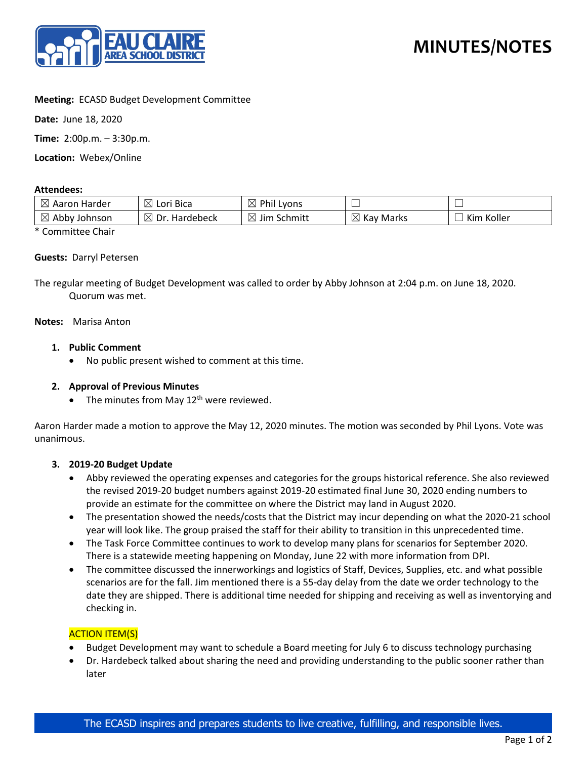# MINUTES/NOTES

**Meeting:** ECASD Budget Development Committee

**Date:** June 18, 2020

**Time:** 2:00p.m. – 3:30p.m.

**Location:** Webex/Online

**Attendees:**

| | | | | |
|---|---|---|---|---|
| ☒ Aaron Harder | ☒ Lori Bica | ☒ Phil Lyons | ☐ | ☐ |
| ☒ Abby Johnson | ☒ Dr. Hardebeck | ☒ Jim Schmitt | ☒ Kay Marks | ☐ Kim Koller |

\* Committee Chair

**Guests:** Darryl Petersen

The regular meeting of Budget Development was called to order by Abby Johnson at 2:04 p.m. on June 18, 2020. Quorum was met.

**Notes:** Marisa Anton

1. **Public Comment**
   - No public present wished to comment at this time.

2. **Approval of Previous Minutes**
   - The minutes from May 12th were reviewed.

Aaron Harder made a motion to approve the May 12, 2020 minutes. The motion was seconded by Phil Lyons. Vote was unanimous.

3. **2019-20 Budget Update**
   - Abby reviewed the operating expenses and categories for the groups historical reference. She also reviewed the revised 2019-20 budget numbers against 2019-20 estimated final June 30, 2020 ending numbers to provide an estimate for the committee on where the District may land in August 2020.
   - The presentation showed the needs/costs that the District may incur depending on what the 2020-21 school year will look like. The group praised the staff for their ability to transition in this unprecedented time.
   - The Task Force Committee continues to work to develop many plans for scenarios for September 2020. There is a statewide meeting happening on Monday, June 22 with more information from DPI.
   - The committee discussed the innerworkings and logistics of Staff, Devices, Supplies, etc. and what possible scenarios are for the fall. Jim mentioned there is a 55-day delay from the date we order technology to the date they are shipped. There is additional time needed for shipping and receiving as well as inventorying and checking in.

ACTION ITEM(S)

- Budget Development may want to schedule a Board meeting for July 6 to discuss technology purchasing
- Dr. Hardebeck talked about sharing the need and providing understanding to the public sooner rather than later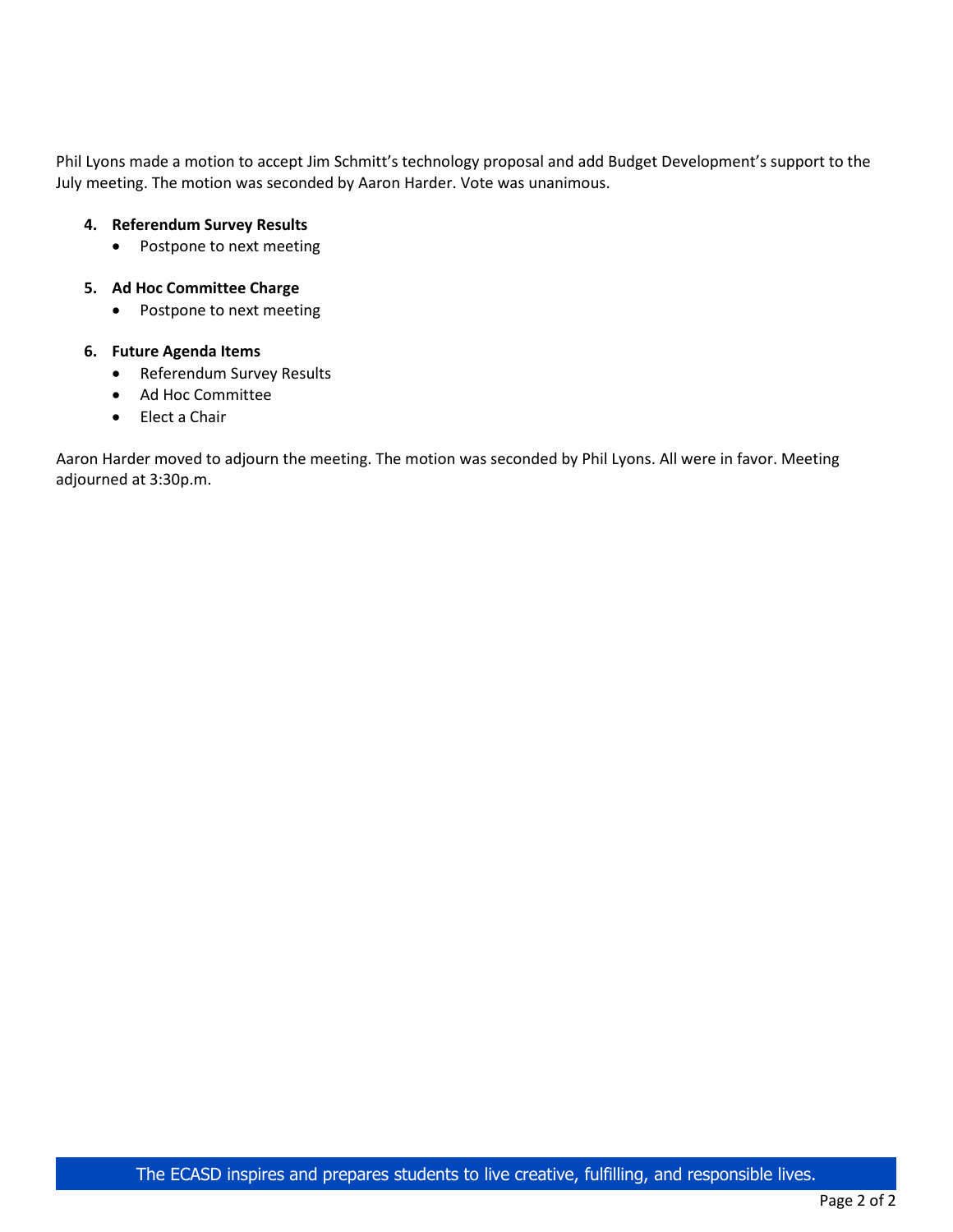Phil Lyons made a motion to accept Jim Schmitt's technology proposal and add Budget Development's support to the July meeting. The motion was seconded by Aaron Harder. Vote was unanimous.

4. **Referendum Survey Results**
   - Postpone to next meeting

5. **Ad Hoc Committee Charge**
   - Postpone to next meeting

6. **Future Agenda Items**
   - Referendum Survey Results
   - Ad Hoc Committee
   - Elect a Chair

Aaron Harder moved to adjourn the meeting. The motion was seconded by Phil Lyons. All were in favor. Meeting adjourned at 3:30p.m.

The ECASD inspires and prepares students to live creative, fulfilling, and responsible lives.